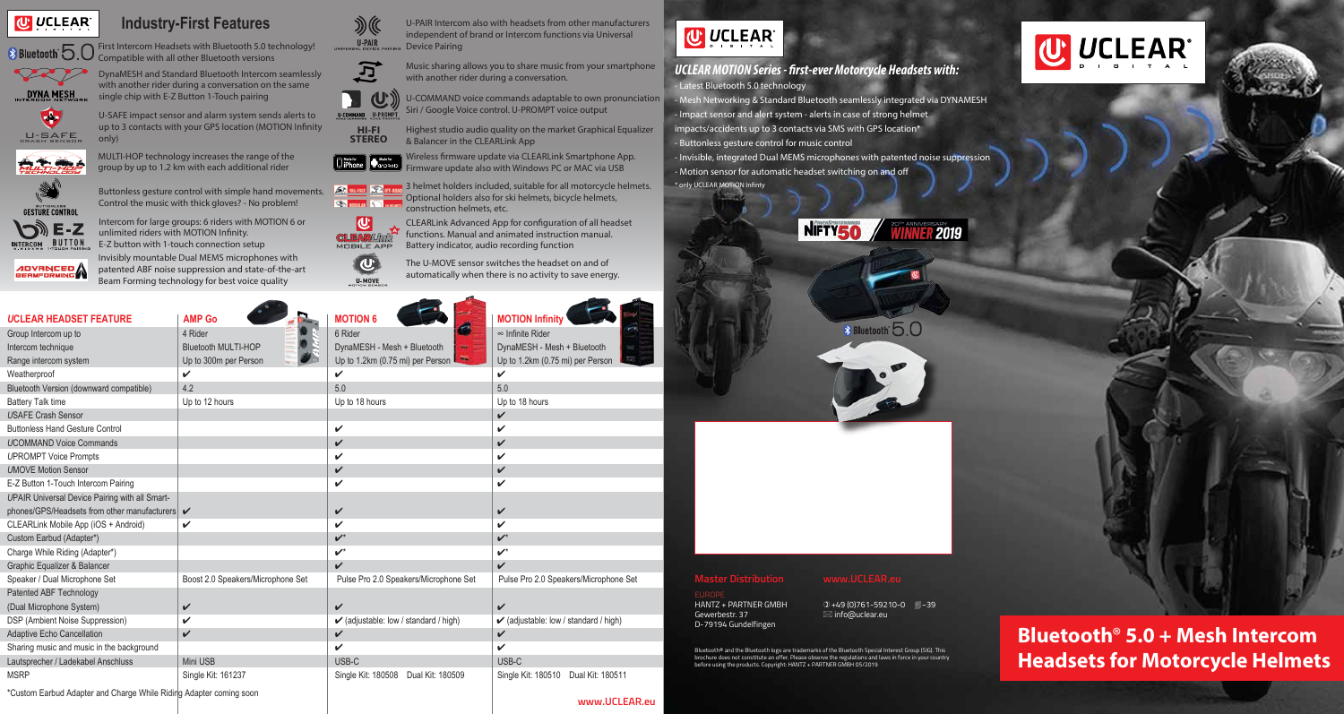# UCLEAR

## Industry-First Features

Bluetooth 5.0 — First Intercom Headsets with Bluetooth 5.0 technology! Compatible with all other Bluetooth versions

DYNA MESH Intercom Network — DynaMESH and Standard Bluetooth Intercom seamlessly with another rider during a conversation on the same single chip with E-Z Button 1-Touch pairing

U-SAFE Crash Sensor — U-SAFE impact sensor and alarm system sends alerts to up to 3 contacts with your GPS location (MOTION Infinity only)

MULTI-HOP Technology — MULTI-HOP technology increases the range of the group by up to 1.2 km with each additional rider

Buttonless Gesture Control — Buttonless gesture control with simple hand movements. Control the music with thick gloves? - No problem!

E-Z Intercom Button — Intercom for large groups: 6 riders with MOTION 6 or unlimited riders with MOTION Infinity. E-Z button with 1-touch connection setup

Advanced Beamforming — Invisibly mountable Dual MEMS microphones with patented ABF noise suppression and state-of-the-art Beam Forming technology for best voice quality

U-PAIR Universal Device Pairing — U-PAIR Intercom also with headsets from other manufacturers independent of brand or Intercom functions via Universal Device Pairing

Music sharing allows you to share music from your smartphone with another rider during a conversation.

U-COMMAND U-PROMPT — U-COMMAND voice commands adaptable to own pronunciation Siri / Google Voice control. U-PROMPT voice output

HI-FI STEREO — Highest studio audio quality on the market Graphical Equalizer & Balancer in the CLEARLink App

Made for iPhone / Made for Android — Wireless firmware update via CLEARLink Smartphone App. Firmware update also with Windows PC or MAC via USB

3 helmet holders included, suitable for all motorcycle helmets. Optional holders also for ski helmets, bicycle helmets, construction helmets, etc.

CLEARLink Mobile App — CLEARLink Advanced App for configuration of all headset functions. Manual and animated instruction manual. Battery indicator, audio recording function

U-MOVE Motion Sensor — The U-MOVE sensor switches the headset on and off automatically when there is no activity to save energy.

| UCLEAR HEADSET FEATURE | AMP Go | MOTION 6 | MOTION Infinity |
|---|---|---|---|
| Group Intercom up to | 4 Rider | 6 Rider | ∞ Infinite Rider |
| Intercom technique | Bluetooth MULTI-HOP | DynaMESH - Mesh + Bluetooth | DynaMESH - Mesh + Bluetooth |
| Range intercom system | Up to 300m per Person | Up to 1.2km (0.75 mi) per Person | Up to 1.2km (0.75 mi) per Person |
| Weatherproof | ✔ | ✔ | ✔ |
| Bluetooth Version (downward compatible) | 4.2 | 5.0 | 5.0 |
| Battery Talk time | Up to 12 hours | Up to 18 hours | Up to 18 hours |
| USAFE Crash Sensor | | | ✔ |
| Buttonless Hand Gesture Control | | ✔ | ✔ |
| UCOMMAND Voice Commands | | ✔ | ✔ |
| UPROMPT Voice Prompts | | ✔ | ✔ |
| UMOVE Motion Sensor | | ✔ | ✔ |
| E-Z Button 1-Touch Intercom Pairing | | ✔ | ✔ |
| UPAIR Universal Device Pairing with all Smart-phones/GPS/Headsets from other manufacturers | ✔ | ✔ | ✔ |
| CLEARLink Mobile App (iOS + Android) | ✔ | ✔ | ✔ |
| Custom Earbud (Adapter*) | | ✔* | ✔* |
| Charge While Riding (Adapter*) | | ✔* | ✔* |
| Graphic Equalizer & Balancer | | ✔ | ✔ |
| Speaker / Dual Microphone Set | Boost 2.0 Speakers/Microphone Set | Pulse Pro 2.0 Speakers/Microphone Set | Pulse Pro 2.0 Speakers/Microphone Set |
| Patented ABF Technology (Dual Microphone System) | ✔ | | ✔ |
| DSP (Ambient Noise Suppression) | ✔ | ✔ (adjustable: low / standard / high) | ✔ (adjustable: low / standard / high) |
| Adaptive Echo Cancellation | ✔ | ✔ | ✔ |
| Sharing music and music in the background | | ✔ | ✔ |
| Lautsprecher / Ladekabel Anschluss | Mini USB | USB-C | USB-C |
| MSRP | Single Kit: 161237 | Single Kit: 180508 Dual Kit: 180509 | Single Kit: 180510 Dual Kit: 180511 |

*Custom Earbud Adapter and Charge While Riding Adapter coming soon

www.UCLEAR.eu

# UCLEAR

## UCLEAR MOTION Series - first-ever Motorcycle Headsets with:

- Latest Bluetooth 5.0 technology
- Mesh Networking & Standard Bluetooth seamlessly integrated via DYNAMESH
- Impact sensor and alert system - alerts in case of strong helmet impacts/accidents up to 3 contacts via SMS with GPS location*
- Buttonless gesture control for music control
- Invisible, integrated Dual MEMS microphones with patented noise suppression
- Motion sensor for automatic headset switching on and off

\* only UCLEAR MOTION Infinity

NIFTY 50 / 20th Anniversary WINNER 2019

Bluetooth 5.0

**Master Distribution** www.UCLEAR.eu

EUROPE
HANTZ + PARTNER GMBH
Gewerbestr. 37
D-79194 Gundelfingen

+49 (0)761-59210-0 -39
info@uclear.eu

Bluetooth® and the Bluetooth logo are trademarks of the Bluetooth Special Interest Group (SIG). This brochure does not constitute an offer. Please observe the regulations and laws in force in your country before using the products. Copyright: HANTZ + PARTNER GMBH 05/2019

# UCLEAR DIGITAL

# Bluetooth® 5.0 + Mesh Intercom Headsets for Motorcycle Helmets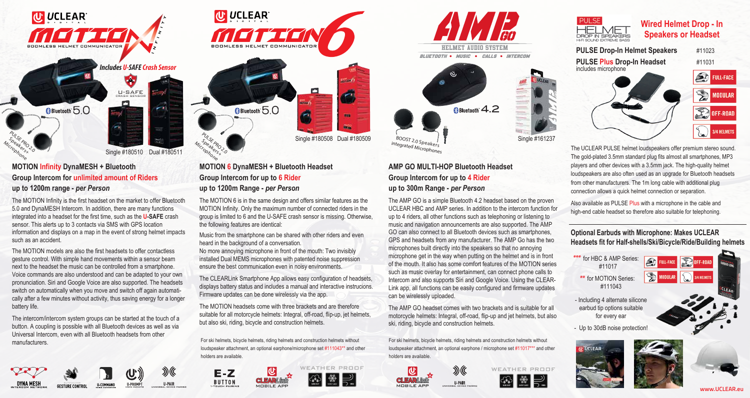# MOTION Infinity

BOOMLESS HELMET COMMUNICATOR

*Includes U-SAFE Crash Sensor*

Bluetooth 5.0

PULSE PRO 2.0 Speakers+ Microphone

Single #180510 Dual #180511

## MOTION Infinity DynaMESH + Bluetooth Group Intercom for unlimited amount of Riders up to 1200m range - *per Person*

The MOTION Infinity is the first headset on the market to offer Bluetooth 5.0 and DynaMESH Intercom. In addition, there are many functions integrated into a headset for the first time, such as the **U-SAFE** crash sensor. This alerts up to 3 contacts via SMS with GPS location information and displays on a map in the event of strong helmet impacts such as an accident.

The MOTION models are also the first headsets to offer contactless gesture control. With simple hand movements within a sensor beam next to the headset the music can be controlled from a smartphone. Voice commands are also understood and can be adapted to your own pronunciation. Siri and Google Voice are also supported. The headsets switch on automatically when you move and switch off again automatically after a few minutes without activity, thus saving energy for a longer battery life.

The intercom/intercom system groups can be started at the touch of a button. A coupling is possible with all Bluetooth devices as well as via Universal Intercom, even with all Bluetooth headsets from other manufacturers.

DYNA MESH · GESTURE CONTROL · U-COMMAND · U-PROMPT · U-PAIR

# MOTION 6

BOOMLESS HELMET COMMUNICATOR

Bluetooth 5.0

PULSE PRO 2.0 Speakers+ Microphone

Single #180508 Dual #180509

## MOTION 6 DynaMESH + Bluetooth Headset Group Intercom for up to 6 Rider up to 1200m Range - *per Person*

The MOTION 6 is in the same design and offers similar features as the MOTION Infinity. Only the maximum number of connected riders in the group is limited to 6 and the U-SAFE crash sensor is missing. Otherwise, the following features are identical:

Music from the smartphone can be shared with other riders and even heard in the background of a conversation.
No more annoying microphone in front of the mouth: Two invisibly installed Dual MEMS microphones with patented noise suppression ensure the best communication even in noisy environments.

The CLEARLink Smartphone App allows easy configuration of headsets, displays battery status and includes a manual and interactive instrucions. Firmware updates can be done wirelessly via the app.

The MOTION headsets come with three brackets and are therefore suitable for all motorcycle helmets: Integral, off-road, flip-up, jet helmets, but also ski, riding, bicycle and construction helmets.

For ski helmets, bicycle helmets, riding helmets and construction helmets without loudspeaker attachment, an optional earphone/microphone set #111043** and other holders are available.

E-Z BUTTON · CLEARLink MOBILE APP · WEATHER PROOF

# AMP GO

HELMET AUDIO SYSTEM

BLUETOOTH • MUSIC • CALLS • INTERCOM

Bluetooth 4.2

BOOST 2.0 Speakers integrated Microphones

Single #161237

## AMP GO MULTI-HOP Bluetooth Headset Group Intercom for up to 4 Rider up to 300m Range - *per Person*

The AMP GO is a simple Bluetooth 4.2 headset based on the proven UCLEAR HBC and AMP series. In addition to the intercom function for up to 4 riders, all other functions such as telephoning or listening to music and navigation announcements are also supported. The AMP GO can also connect to all Bluetooth devices such as smartphones, GPS and headsets from any manufacturer. The AMP GO has the two microphones built directly into the speakers so that no annoying microphone get in the way when putting on the helmet and is in front of the mouth. It also has some comfort features of the MOTION series such as music overlay for entertainment, can connect phone calls to Intercom and also supports Siri and Google Voice. Using the CLEAR-Link app, all functions can be easily configured and firmware updates can be wirelessly uploaded.

The AMP GO headset comes with two brackets and is suitable for all motorcycle helmets: Integral, off-road, flip-up and jet helmets, but also ski, riding, bicycle and construction helmets.

For ski helmets, bicycle helmets, riding helmets and construction helmets without loudspeaker attachment, an optional earphone / microphone set #11017*** and other holders are available.

CLEARLink MOBILE APP · U-PAIR · WEATHER PROOF

# PULSE HELMET

DROP IN SPEAKERS · HI-FI SOUND EXTREME BASS

## Wired Helmet Drop - In Speakers or Headset

**PULSE Drop-In Helmet Speakers** #11023

**PULSE Plus Drop-In Headset** #11031
includes microphone

FULL-FACE · MODULAR · OFF-ROAD · 3/4 HELMETS

The UCLEAR PULSE helmet loudspeakers offer premium stereo sound. The gold-plated 3.5mm standard plug fits almost all smartphones, MP3 players and other devices with a 3.5mm jack. The high-quality helmet loudspeakers are also often used as an upgrade for Bluetooth headsets from other manufacturers. The 1m long cable with additional plug connection allows a quick helmet connection or separation.

Also available as PULSE Plus with a microphone in the cable and high-end cable headset so therefore also suitable for telephoning.

## Optional Earbuds with Microphone: Makes UCLEAR Headsets fit for Half-shells/Ski/Bicycle/Ride/Building helmets

*** for HBC & AMP Series: #11017

** for MOTION Series: #111043

- Including 4 alternate silicone earbud tip options suitable for every ear
- Up to 30dB noise protection!

FULL-FACE · OFF-ROAD · MODULAR · 3/4 HELMETS

www.UCLEAR.eu